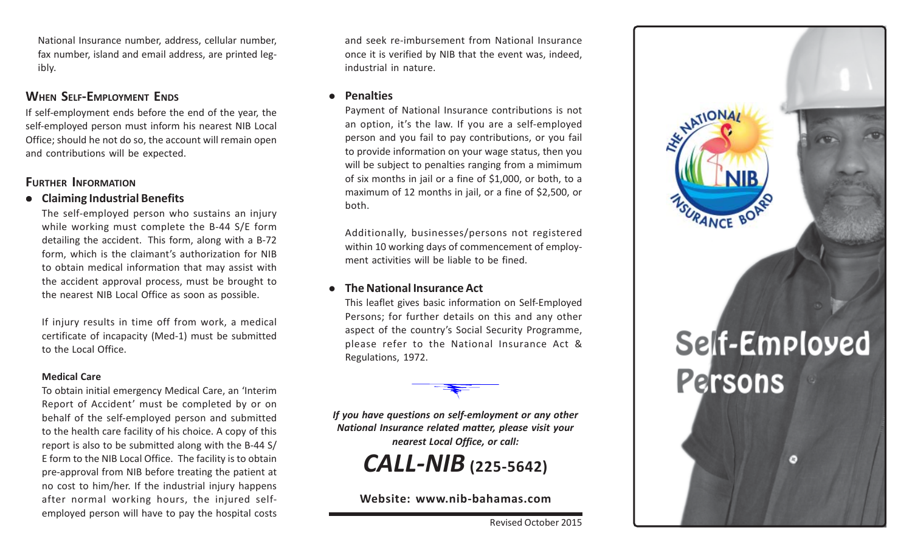National Insurance number, address, cellular number, fax number, island and email address, are printed legibly.

## When Self-Employment Ends

If self-employment ends before the end of the year, the self-employed person must inform his nearest NIB Local Office; should he not do so, the account will remain open and contributions will be expected.

## Further Information

- **Claiming Industrial Benefits**

  The self-employed person who sustains an injury while working must complete the B-44 S/E form detailing the accident. This form, along with a B-72 form, which is the claimant's authorization for NIB to obtain medical information that may assist with the accident approval process, must be brought to the nearest NIB Local Office as soon as possible.

  If injury results in time off from work, a medical certificate of incapacity (Med-1) must be submitted to the Local Office.

  **Medical Care**

  To obtain initial emergency Medical Care, an 'Interim Report of Accident' must be completed by or on behalf of the self-employed person and submitted to the health care facility of his choice. A copy of this report is also to be submitted along with the B-44 S/E form to the NIB Local Office. The facility is to obtain pre-approval from NIB before treating the patient at no cost to him/her. If the industrial injury happens after normal working hours, the injured self-employed person will have to pay the hospital costs and seek re-imbursement from National Insurance once it is verified by NIB that the event was, indeed, industrial in nature.

- **Penalties**

  Payment of National Insurance contributions is not an option, it's the law. If you are a self-employed person and you fail to pay contributions, or you fail to provide information on your wage status, then you will be subject to penalties ranging from a mimimum of six months in jail or a fine of $1,000, or both, to a maximum of 12 months in jail, or a fine of $2,500, or both.

  Additionally, businesses/persons not registered within 10 working days of commencement of employment activities will be liable to be fined.

- **The National Insurance Act**

  This leaflet gives basic information on Self-Employed Persons; for further details on this and any other aspect of the country's Social Security Programme, please refer to the National Insurance Act & Regulations, 1972.

***If you have questions on self-emloyment or any other National Insurance related matter, please visit your nearest Local Office, or call:***

***CALL-NIB* (225-5642)**

**Website: www.nib-bahamas.com**

Revised October 2015

THE NATIONAL INSURANCE BOARD NIB

# Self-Employed Persons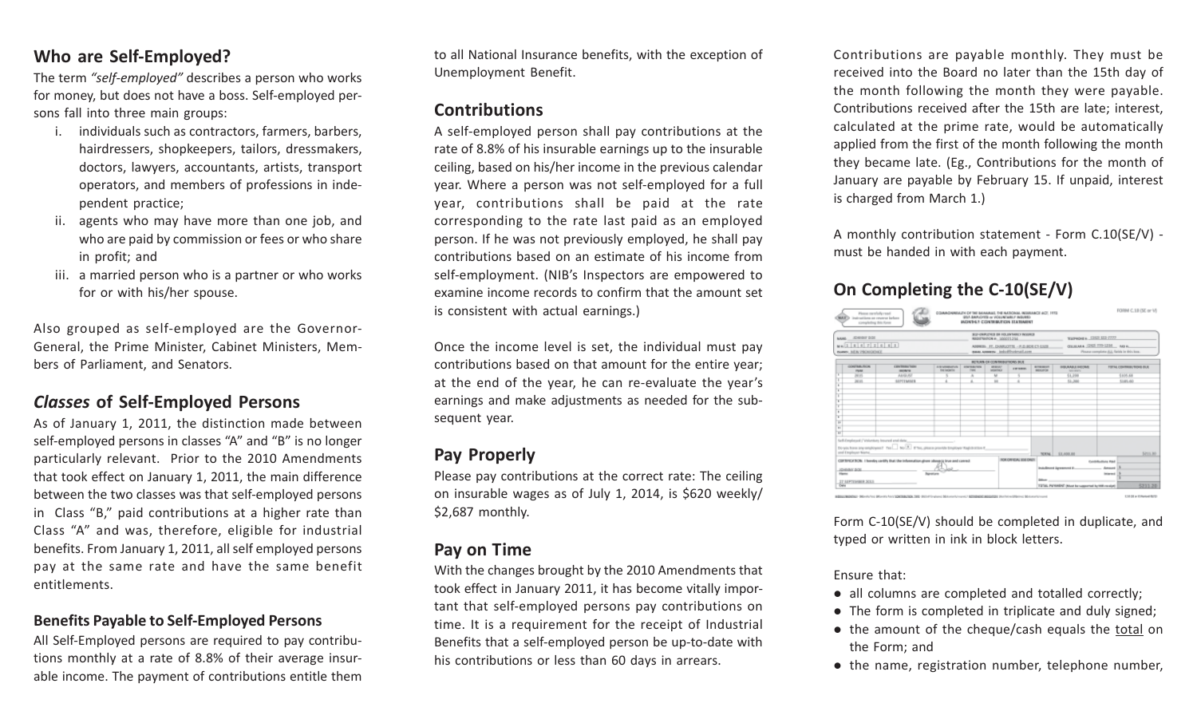## Who are Self-Employed?

The term *"self-employed"* describes a person who works for money, but does not have a boss. Self-employed persons fall into three main groups:

i. individuals such as contractors, farmers, barbers, hairdressers, shopkeepers, tailors, dressmakers, doctors, lawyers, accountants, artists, transport operators, and members of professions in independent practice;

ii. agents who may have more than one job, and who are paid by commission or fees or who share in profit; and

iii. a married person who is a partner or who works for or with his/her spouse.

Also grouped as self-employed are the Governor-General, the Prime Minister, Cabinet Ministers, Members of Parliament, and Senators.

## *Classes* of Self-Employed Persons

As of January 1, 2011, the distinction made between self-employed persons in classes "A" and "B" is no longer particularly relevant. Prior to the 2010 Amendments that took effect on January 1, 2011, the main difference between the two classes was that self-employed persons in Class "B," paid contributions at a higher rate than Class "A" and was, therefore, eligible for industrial benefits. From January 1, 2011, all self employed persons pay at the same rate and have the same benefit entitlements.

### Benefits Payable to Self-Employed Persons

All Self-Employed persons are required to pay contributions monthly at a rate of 8.8% of their average insurable income. The payment of contributions entitle them to all National Insurance benefits, with the exception of Unemployment Benefit.

## Contributions

A self-employed person shall pay contributions at the rate of 8.8% of his insurable earnings up to the insurable ceiling, based on his/her income in the previous calendar year. Where a person was not self-employed for a full year, contributions shall be paid at the rate corresponding to the rate last paid as an employed person. If he was not previously employed, he shall pay contributions based on an estimate of his income from self-employment. (NIB's Inspectors are empowered to examine income records to confirm that the amount set is consistent with actual earnings.)

Once the income level is set, the individual must pay contributions based on that amount for the entire year; at the end of the year, he can re-evaluate the year's earnings and make adjustments as needed for the subsequent year.

## Pay Properly

Please pay contributions at the correct rate: The ceiling on insurable wages as of July 1, 2014, is $620 weekly/ $2,687 monthly.

## Pay on Time

With the changes brought by the 2010 Amendments that took effect in January 2011, it has become vitally important that self-employed persons pay contributions on time. It is a requirement for the receipt of Industrial Benefits that a self-employed person be up-to-date with his contributions or less than 60 days in arrears.

Contributions are payable monthly. They must be received into the Board no later than the 15th day of the month following the month they were payable. Contributions received after the 15th are late; interest, calculated at the prime rate, would be automatically applied from the first of the month following the month they became late. (Eg., Contributions for the month of January are payable by February 15. If unpaid, interest is charged from March 1.)

A monthly contribution statement - Form C.10(SE/V) - must be handed in with each payment.

## On Completing the C-10(SE/V)

Form C-10(SE/V) should be completed in duplicate, and typed or written in ink in block letters.

Ensure that:

- all columns are completed and totalled correctly;
- The form is completed in triplicate and duly signed;
- the amount of the cheque/cash equals the total on the Form; and
- the name, registration number, telephone number,